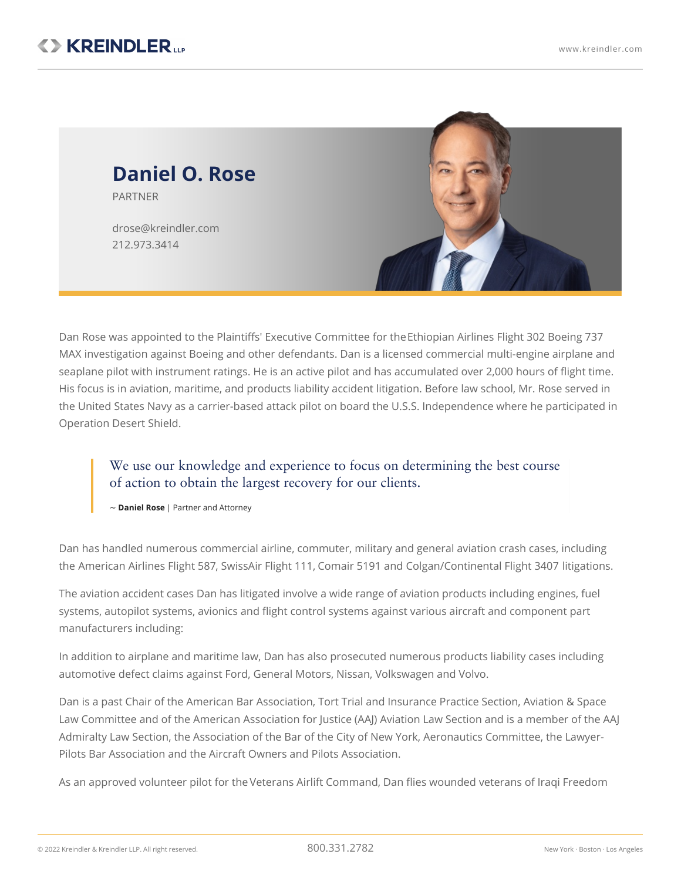# Daniel O. Rose

PARTNER

drose@kreindler.com
212.973.3414

Dan Rose was appointed to the Plaintiffs' Executive Committee for the Ethiopian Airlines Flight 302 Boeing 737 MAX investigation against Boeing and other defendants. Dan is a licensed commercial multi-engine airplane and seaplane pilot with instrument ratings. He is an active pilot and has accumulated over 2,000 hours of flight time. His focus is in aviation, maritime, and products liability accident litigation. Before law school, Mr. Rose served in the United States Navy as a carrier-based attack pilot on board the U.S.S. Independence where he participated in Operation Desert Shield.

> We use our knowledge and experience to focus on determining the best course of action to obtain the largest recovery for our clients.
>
> ~ **Daniel Rose** | Partner and Attorney

Dan has handled numerous commercial airline, commuter, military and general aviation crash cases, including the American Airlines Flight 587, SwissAir Flight 111, Comair 5191 and Colgan/Continental Flight 3407 litigations.

The aviation accident cases Dan has litigated involve a wide range of aviation products including engines, fuel systems, autopilot systems, avionics and flight control systems against various aircraft and component part manufacturers including:

In addition to airplane and maritime law, Dan has also prosecuted numerous products liability cases including automotive defect claims against Ford, General Motors, Nissan, Volkswagen and Volvo.

Dan is a past Chair of the American Bar Association, Tort Trial and Insurance Practice Section, Aviation & Space Law Committee and of the American Association for Justice (AAJ) Aviation Law Section and is a member of the AAJ Admiralty Law Section, the Association of the Bar of the City of New York, Aeronautics Committee, the Lawyer-Pilots Bar Association and the Aircraft Owners and Pilots Association.

As an approved volunteer pilot for the Veterans Airlift Command, Dan flies wounded veterans of Iraqi Freedom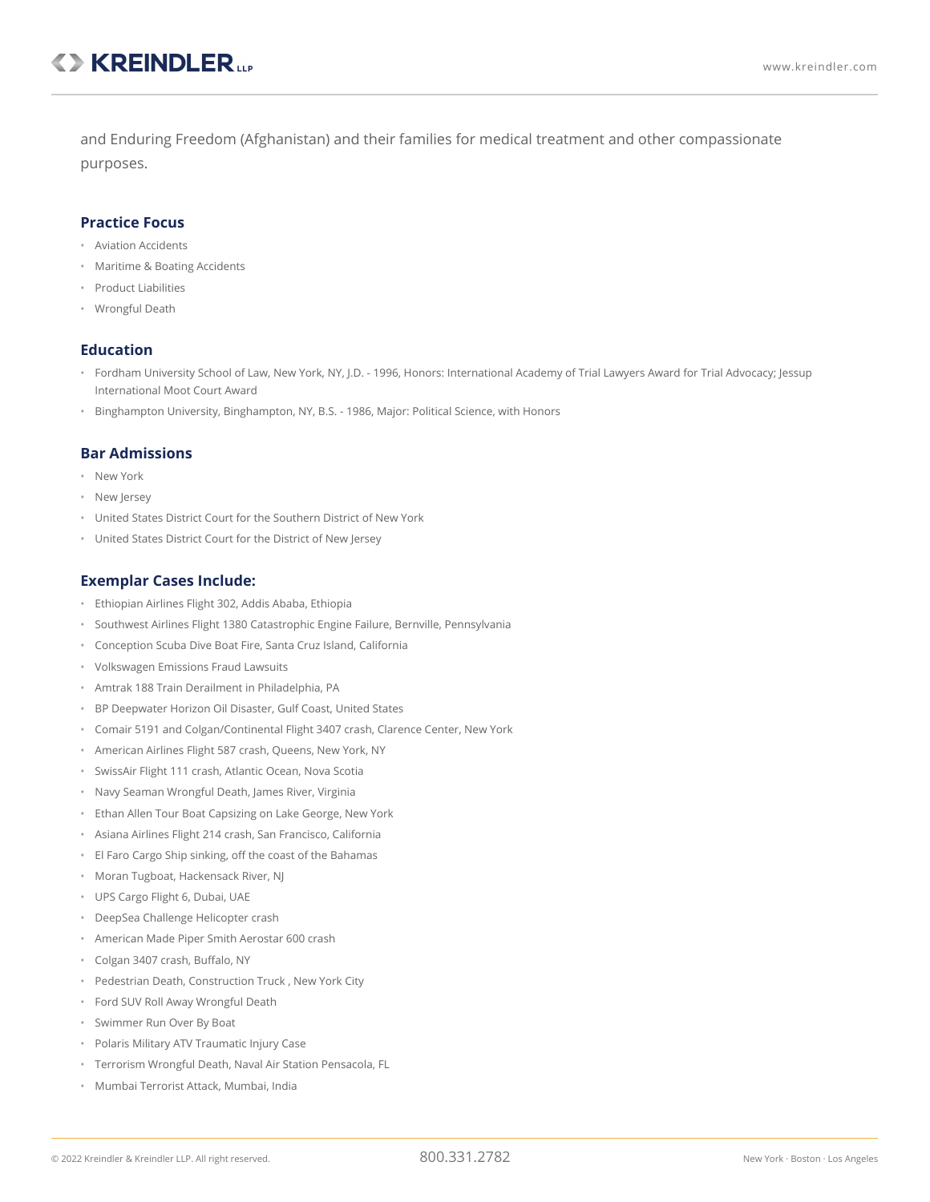and Enduring Freedom (Afghanistan) and their families for medical treatment and other compassionate purposes.

## Practice Focus

- Aviation Accidents
- Maritime & Boating Accidents
- Product Liabilities
- Wrongful Death

## Education

- Fordham University School of Law, New York, NY, J.D. - 1996, Honors: International Academy of Trial Lawyers Award for Trial Advocacy; Jessup International Moot Court Award
- Binghampton University, Binghampton, NY, B.S. - 1986, Major: Political Science, with Honors

## Bar Admissions

- New York
- New Jersey
- United States District Court for the Southern District of New York
- United States District Court for the District of New Jersey

## Exemplar Cases Include:

- Ethiopian Airlines Flight 302, Addis Ababa, Ethiopia
- Southwest Airlines Flight 1380 Catastrophic Engine Failure, Bernville, Pennsylvania
- Conception Scuba Dive Boat Fire, Santa Cruz Island, California
- Volkswagen Emissions Fraud Lawsuits
- Amtrak 188 Train Derailment in Philadelphia, PA
- BP Deepwater Horizon Oil Disaster, Gulf Coast, United States
- Comair 5191 and Colgan/Continental Flight 3407 crash, Clarence Center, New York
- American Airlines Flight 587 crash, Queens, New York, NY
- SwissAir Flight 111 crash, Atlantic Ocean, Nova Scotia
- Navy Seaman Wrongful Death, James River, Virginia
- Ethan Allen Tour Boat Capsizing on Lake George, New York
- Asiana Airlines Flight 214 crash, San Francisco, California
- El Faro Cargo Ship sinking, off the coast of the Bahamas
- Moran Tugboat, Hackensack River, NJ
- UPS Cargo Flight 6, Dubai, UAE
- DeepSea Challenge Helicopter crash
- American Made Piper Smith Aerostar 600 crash
- Colgan 3407 crash, Buffalo, NY
- Pedestrian Death, Construction Truck , New York City
- Ford SUV Roll Away Wrongful Death
- Swimmer Run Over By Boat
- Polaris Military ATV Traumatic Injury Case
- Terrorism Wrongful Death, Naval Air Station Pensacola, FL
- Mumbai Terrorist Attack, Mumbai, India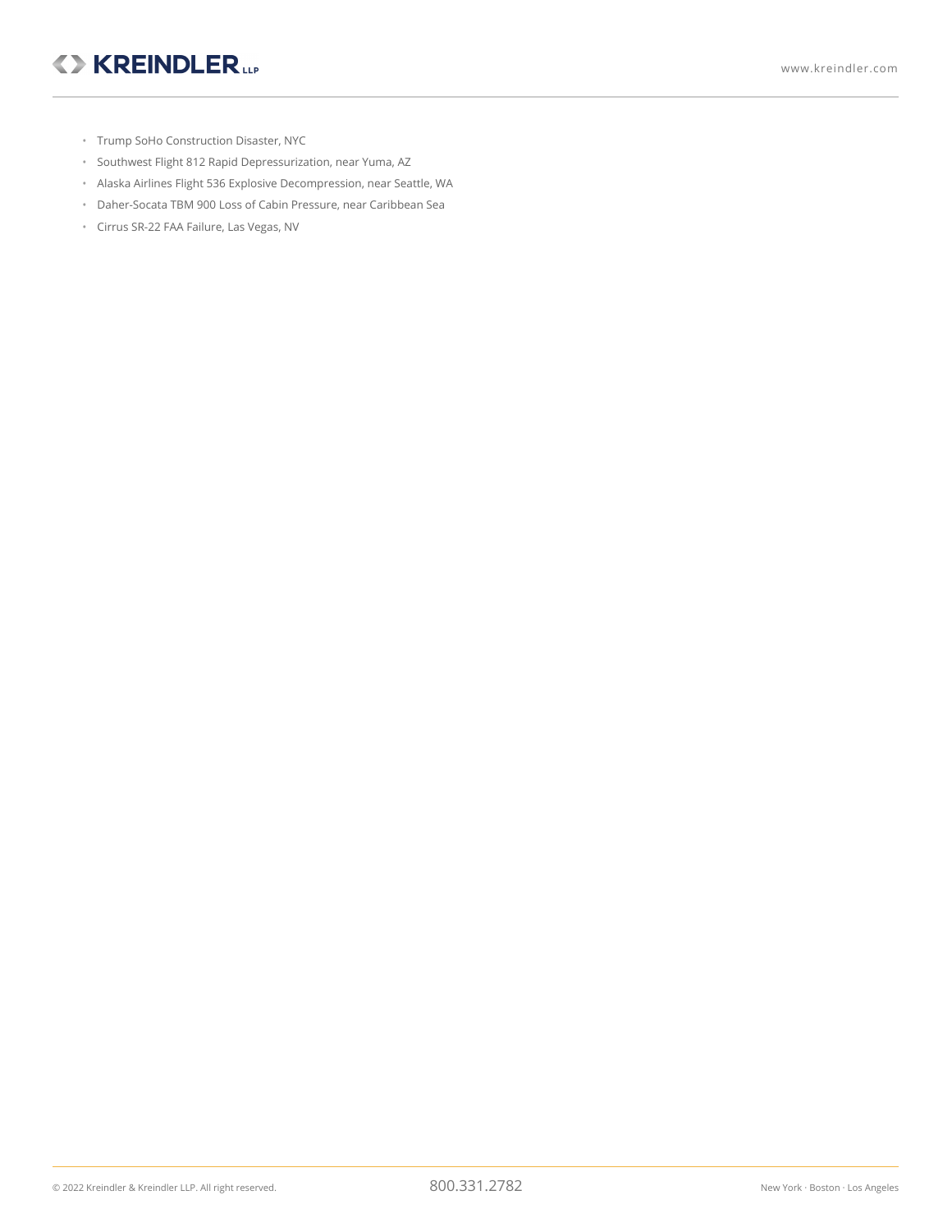- Trump SoHo Construction Disaster, NYC
- Southwest Flight 812 Rapid Depressurization, near Yuma, AZ
- Alaska Airlines Flight 536 Explosive Decompression, near Seattle, WA
- Daher-Socata TBM 900 Loss of Cabin Pressure, near Caribbean Sea
- Cirrus SR-22 FAA Failure, Las Vegas, NV